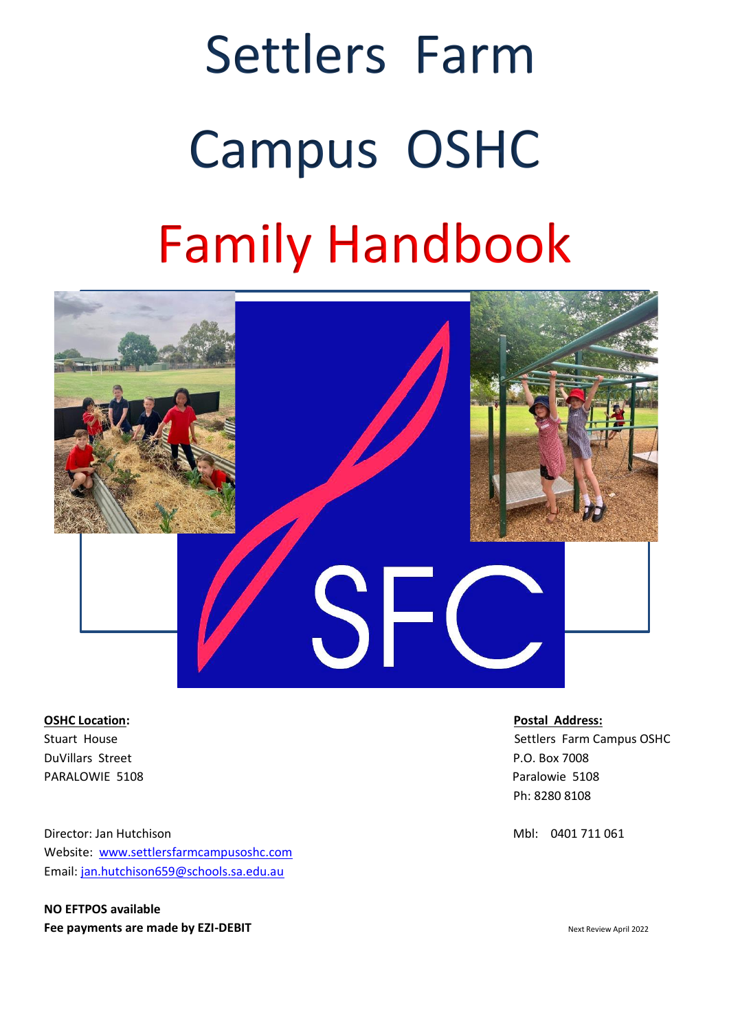# Settlers Farm Campus OSHC

# Family Handbook

SFC

**OSHC Location:**
Stuart House
DuVillars Street
PARALOWIE 5108

**Postal Address:**
Settlers Farm Campus OSHC
P.O. Box 7008
Paralowie 5108
Ph: 8280 8108

Director: Jan Hutchison
Website: [www.settlersfarmcampusoshc.com](www.settlersfarmcampusoshc.com)
Email: [jan.hutchison659@schools.sa.edu.au](mailto:jan.hutchison659@schools.sa.edu.au)

Mbl: 0401 711 061

**NO EFTPOS available**
**Fee payments are made by EZI-DEBIT**

Next Review April 2022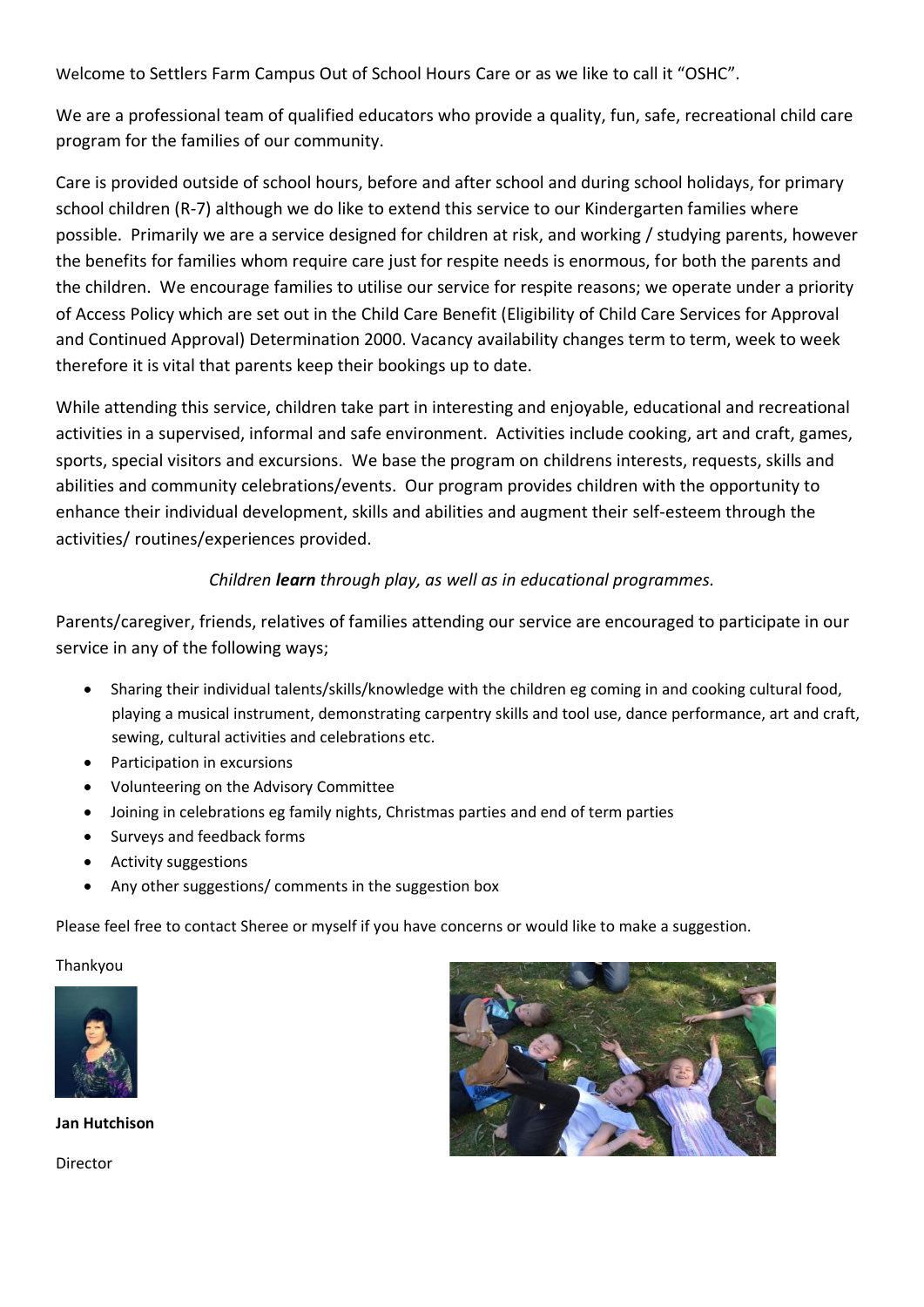Welcome to Settlers Farm Campus Out of School Hours Care or as we like to call it "OSHC".

We are a professional team of qualified educators who provide a quality, fun, safe, recreational child care program for the families of our community.

Care is provided outside of school hours, before and after school and during school holidays, for primary school children (R-7) although we do like to extend this service to our Kindergarten families where possible. Primarily we are a service designed for children at risk, and working / studying parents, however the benefits for families whom require care just for respite needs is enormous, for both the parents and the children. We encourage families to utilise our service for respite reasons; we operate under a priority of Access Policy which are set out in the Child Care Benefit (Eligibility of Child Care Services for Approval and Continued Approval) Determination 2000. Vacancy availability changes term to term, week to week therefore it is vital that parents keep their bookings up to date.

While attending this service, children take part in interesting and enjoyable, educational and recreational activities in a supervised, informal and safe environment. Activities include cooking, art and craft, games, sports, special visitors and excursions. We base the program on childrens interests, requests, skills and abilities and community celebrations/events. Our program provides children with the opportunity to enhance their individual development, skills and abilities and augment their self-esteem through the activities/ routines/experiences provided.

*Children **learn** through play, as well as in educational programmes.*

Parents/caregiver, friends, relatives of families attending our service are encouraged to participate in our service in any of the following ways;

- Sharing their individual talents/skills/knowledge with the children eg coming in and cooking cultural food, playing a musical instrument, demonstrating carpentry skills and tool use, dance performance, art and craft, sewing, cultural activities and celebrations etc.
- Participation in excursions
- Volunteering on the Advisory Committee
- Joining in celebrations eg family nights, Christmas parties and end of term parties
- Surveys and feedback forms
- Activity suggestions
- Any other suggestions/ comments in the suggestion box

Please feel free to contact Sheree or myself if you have concerns or would like to make a suggestion.

Thankyou

**Jan Hutchison**

Director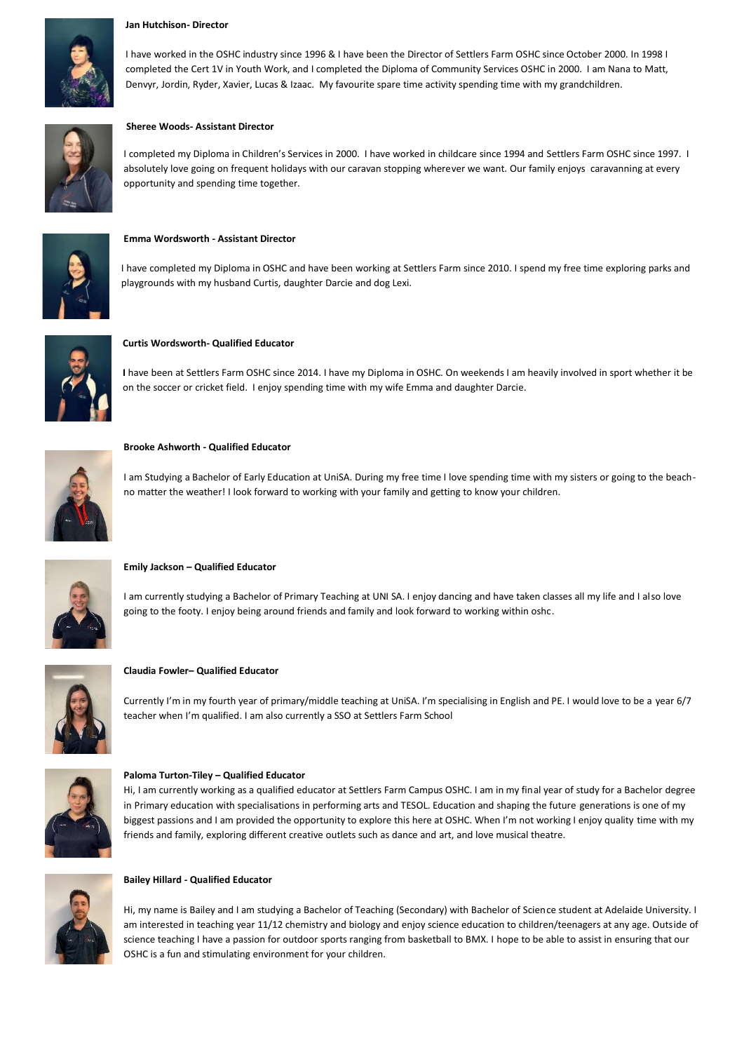**Jan Hutchison- Director**

I have worked in the OSHC industry since 1996 & I have been the Director of Settlers Farm OSHC since October 2000. In 1998 I completed the Cert 1V in Youth Work, and I completed the Diploma of Community Services OSHC in 2000. I am Nana to Matt, Denvyr, Jordin, Ryder, Xavier, Lucas & Izaac. My favourite spare time activity spending time with my grandchildren.

**Sheree Woods- Assistant Director**

I completed my Diploma in Children's Services in 2000. I have worked in childcare since 1994 and Settlers Farm OSHC since 1997. I absolutely love going on frequent holidays with our caravan stopping wherever we want. Our family enjoys caravanning at every opportunity and spending time together.

**Emma Wordsworth - Assistant Director**

I have completed my Diploma in OSHC and have been working at Settlers Farm since 2010. I spend my free time exploring parks and playgrounds with my husband Curtis, daughter Darcie and dog Lexi.

**Curtis Wordsworth- Qualified Educator**

I have been at Settlers Farm OSHC since 2014. I have my Diploma in OSHC. On weekends I am heavily involved in sport whether it be on the soccer or cricket field. I enjoy spending time with my wife Emma and daughter Darcie.

**Brooke Ashworth - Qualified Educator**

I am Studying a Bachelor of Early Education at UniSA. During my free time I love spending time with my sisters or going to the beach- no matter the weather! I look forward to working with your family and getting to know your children.

**Emily Jackson – Qualified Educator**

I am currently studying a Bachelor of Primary Teaching at UNI SA. I enjoy dancing and have taken classes all my life and I also love going to the footy. I enjoy being around friends and family and look forward to working within oshc.

**Claudia Fowler– Qualified Educator**

Currently I'm in my fourth year of primary/middle teaching at UniSA. I'm specialising in English and PE. I would love to be a year 6/7 teacher when I'm qualified. I am also currently a SSO at Settlers Farm School

**Paloma Turton-Tiley – Qualified Educator**

Hi, I am currently working as a qualified educator at Settlers Farm Campus OSHC. I am in my final year of study for a Bachelor degree in Primary education with specialisations in performing arts and TESOL. Education and shaping the future generations is one of my biggest passions and I am provided the opportunity to explore this here at OSHC. When I'm not working I enjoy quality time with my friends and family, exploring different creative outlets such as dance and art, and love musical theatre.

**Bailey Hillard - Qualified Educator**

Hi, my name is Bailey and I am studying a Bachelor of Teaching (Secondary) with Bachelor of Science student at Adelaide University. I am interested in teaching year 11/12 chemistry and biology and enjoy science education to children/teenagers at any age. Outside of science teaching I have a passion for outdoor sports ranging from basketball to BMX. I hope to be able to assist in ensuring that our OSHC is a fun and stimulating environment for your children.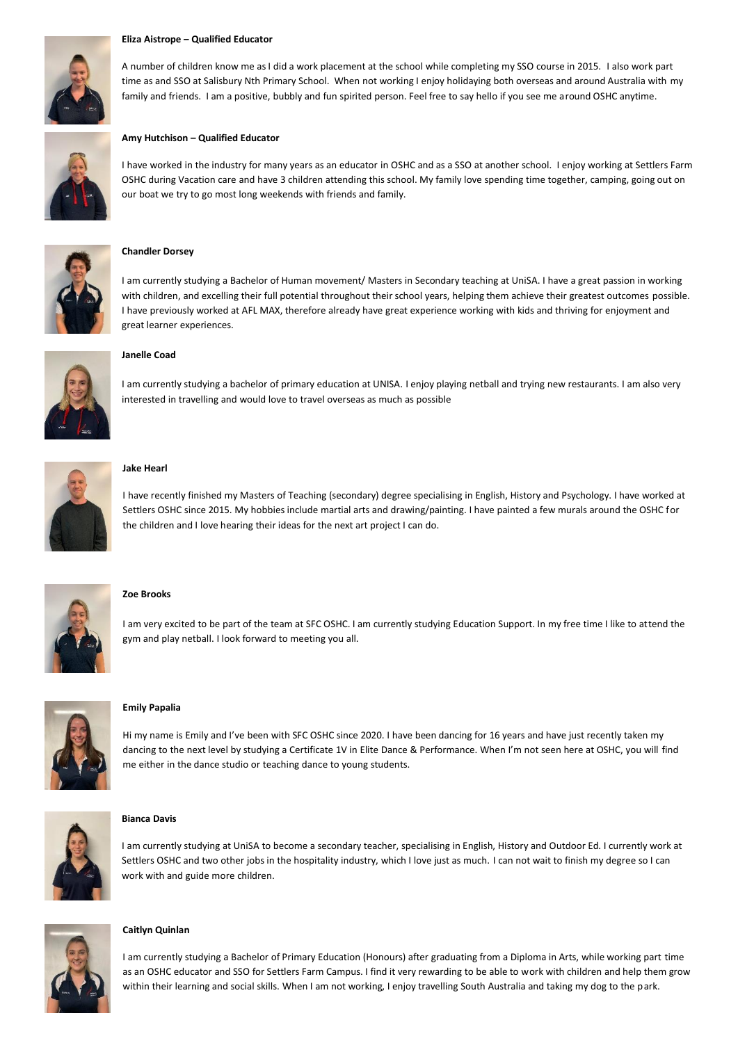**Eliza Aistrope – Qualified Educator**

A number of children know me as I did a work placement at the school while completing my SSO course in 2015. I also work part time as and SSO at Salisbury Nth Primary School. When not working I enjoy holidaying both overseas and around Australia with my family and friends. I am a positive, bubbly and fun spirited person. Feel free to say hello if you see me around OSHC anytime.

**Amy Hutchison – Qualified Educator**

I have worked in the industry for many years as an educator in OSHC and as a SSO at another school. I enjoy working at Settlers Farm OSHC during Vacation care and have 3 children attending this school. My family love spending time together, camping, going out on our boat we try to go most long weekends with friends and family.

**Chandler Dorsey**

I am currently studying a Bachelor of Human movement/ Masters in Secondary teaching at UniSA. I have a great passion in working with children, and excelling their full potential throughout their school years, helping them achieve their greatest outcomes possible. I have previously worked at AFL MAX, therefore already have great experience working with kids and thriving for enjoyment and great learner experiences.

**Janelle Coad**

I am currently studying a bachelor of primary education at UNISA. I enjoy playing netball and trying new restaurants. I am also very interested in travelling and would love to travel overseas as much as possible

**Jake Hearl**

I have recently finished my Masters of Teaching (secondary) degree specialising in English, History and Psychology. I have worked at Settlers OSHC since 2015. My hobbies include martial arts and drawing/painting. I have painted a few murals around the OSHC for the children and I love hearing their ideas for the next art project I can do.

**Zoe Brooks**

I am very excited to be part of the team at SFC OSHC. I am currently studying Education Support. In my free time I like to attend the gym and play netball. I look forward to meeting you all.

**Emily Papalia**

Hi my name is Emily and I've been with SFC OSHC since 2020. I have been dancing for 16 years and have just recently taken my dancing to the next level by studying a Certificate 1V in Elite Dance & Performance. When I'm not seen here at OSHC, you will find me either in the dance studio or teaching dance to young students.

**Bianca Davis**

I am currently studying at UniSA to become a secondary teacher, specialising in English, History and Outdoor Ed. I currently work at Settlers OSHC and two other jobs in the hospitality industry, which I love just as much. I can not wait to finish my degree so I can work with and guide more children.

**Caitlyn Quinlan**

I am currently studying a Bachelor of Primary Education (Honours) after graduating from a Diploma in Arts, while working part time as an OSHC educator and SSO for Settlers Farm Campus. I find it very rewarding to be able to work with children and help them grow within their learning and social skills. When I am not working, I enjoy travelling South Australia and taking my dog to the park.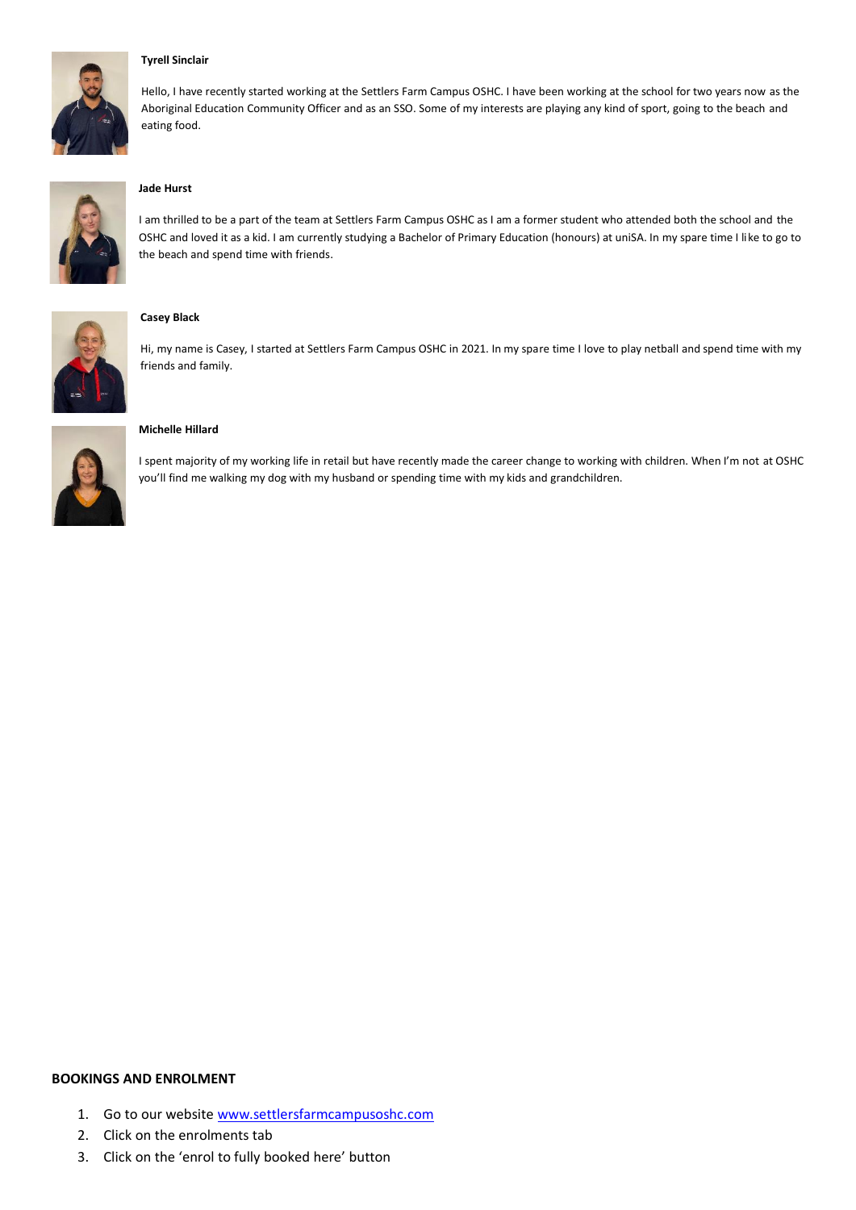**Tyrell Sinclair**

Hello, I have recently started working at the Settlers Farm Campus OSHC. I have been working at the school for two years now as the Aboriginal Education Community Officer and as an SSO. Some of my interests are playing any kind of sport, going to the beach and eating food.

**Jade Hurst**

I am thrilled to be a part of the team at Settlers Farm Campus OSHC as I am a former student who attended both the school and the OSHC and loved it as a kid. I am currently studying a Bachelor of Primary Education (honours) at uniSA. In my spare time I like to go to the beach and spend time with friends.

**Casey Black**

Hi, my name is Casey, I started at Settlers Farm Campus OSHC in 2021. In my spare time I love to play netball and spend time with my friends and family.

**Michelle Hillard**

I spent majority of my working life in retail but have recently made the career change to working with children. When I'm not at OSHC you'll find me walking my dog with my husband or spending time with my kids and grandchildren.

**BOOKINGS AND ENROLMENT**

1. Go to our website [www.settlersfarmcampusoshc.com](http://www.settlersfarmcampusoshc.com)
2. Click on the enrolments tab
3. Click on the 'enrol to fully booked here' button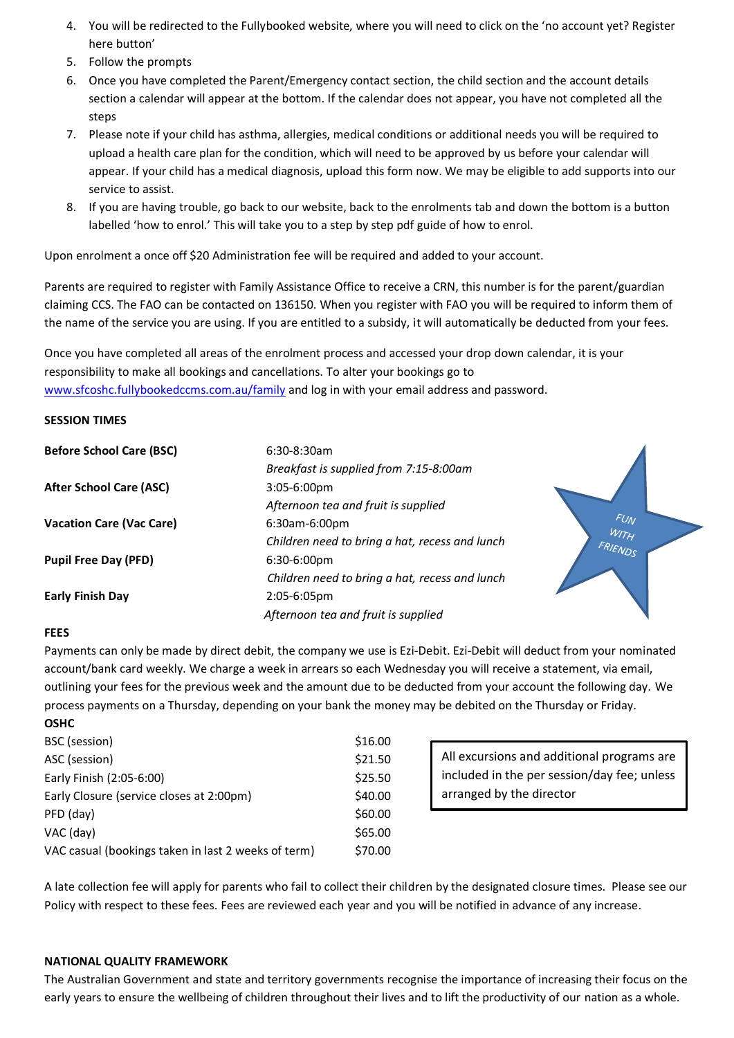4. You will be redirected to the Fullybooked website, where you will need to click on the 'no account yet? Register here button'
5. Follow the prompts
6. Once you have completed the Parent/Emergency contact section, the child section and the account details section a calendar will appear at the bottom. If the calendar does not appear, you have not completed all the steps
7. Please note if your child has asthma, allergies, medical conditions or additional needs you will be required to upload a health care plan for the condition, which will need to be approved by us before your calendar will appear. If your child has a medical diagnosis, upload this form now. We may be eligible to add supports into our service to assist.
8. If you are having trouble, go back to our website, back to the enrolments tab and down the bottom is a button labelled 'how to enrol.' This will take you to a step by step pdf guide of how to enrol.

Upon enrolment a once off $20 Administration fee will be required and added to your account.

Parents are required to register with Family Assistance Office to receive a CRN, this number is for the parent/guardian claiming CCS. The FAO can be contacted on 136150. When you register with FAO you will be required to inform them of the name of the service you are using. If you are entitled to a subsidy, it will automatically be deducted from your fees.

Once you have completed all areas of the enrolment process and accessed your drop down calendar, it is your responsibility to make all bookings and cancellations. To alter your bookings go to www.sfcoshc.fullybookedccms.com.au/family and log in with your email address and password.

**SESSION TIMES**

| | |
|---|---|
| **Before School Care (BSC)** | 6:30-8:30am<br>*Breakfast is supplied from 7:15-8:00am* |
| **After School Care (ASC)** | 3:05-6:00pm<br>*Afternoon tea and fruit is supplied* |
| **Vacation Care (Vac Care)** | 6:30am-6:00pm<br>*Children need to bring a hat, recess and lunch* |
| **Pupil Free Day (PFD)** | 6:30-6:00pm<br>*Children need to bring a hat, recess and lunch* |
| **Early Finish Day** | 2:05-6:05pm<br>*Afternoon tea and fruit is supplied* |

FUN WITH FRIENDS

**FEES**

Payments can only be made by direct debit, the company we use is Ezi-Debit. Ezi-Debit will deduct from your nominated account/bank card weekly. We charge a week in arrears so each Wednesday you will receive a statement, via email, outlining your fees for the previous week and the amount due to be deducted from your account the following day. We process payments on a Thursday, depending on your bank the money may be debited on the Thursday or Friday.

**OSHC**

| | |
|---|---|
| BSC (session) | $16.00 |
| ASC (session) | $21.50 |
| Early Finish (2:05-6:00) | $25.50 |
| Early Closure (service closes at 2:00pm) | $40.00 |
| PFD (day) | $60.00 |
| VAC (day) | $65.00 |
| VAC casual (bookings taken in last 2 weeks of term) | $70.00 |

All excursions and additional programs are included in the per session/day fee; unless arranged by the director

A late collection fee will apply for parents who fail to collect their children by the designated closure times. Please see our Policy with respect to these fees. Fees are reviewed each year and you will be notified in advance of any increase.

**NATIONAL QUALITY FRAMEWORK**

The Australian Government and state and territory governments recognise the importance of increasing their focus on the early years to ensure the wellbeing of children throughout their lives and to lift the productivity of our nation as a whole.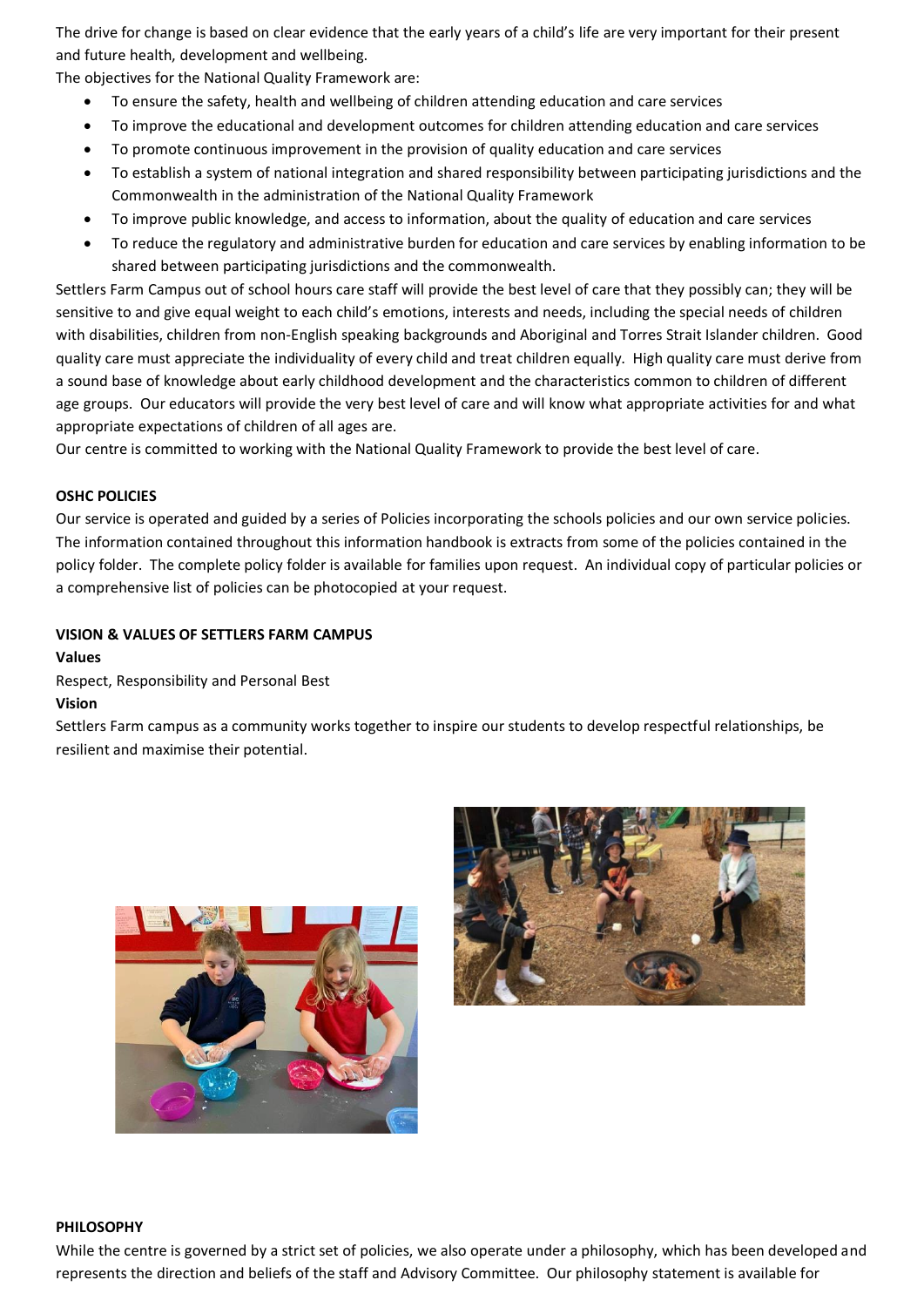The drive for change is based on clear evidence that the early years of a child's life are very important for their present and future health, development and wellbeing.

The objectives for the National Quality Framework are:

- To ensure the safety, health and wellbeing of children attending education and care services
- To improve the educational and development outcomes for children attending education and care services
- To promote continuous improvement in the provision of quality education and care services
- To establish a system of national integration and shared responsibility between participating jurisdictions and the Commonwealth in the administration of the National Quality Framework
- To improve public knowledge, and access to information, about the quality of education and care services
- To reduce the regulatory and administrative burden for education and care services by enabling information to be shared between participating jurisdictions and the commonwealth.

Settlers Farm Campus out of school hours care staff will provide the best level of care that they possibly can; they will be sensitive to and give equal weight to each child's emotions, interests and needs, including the special needs of children with disabilities, children from non-English speaking backgrounds and Aboriginal and Torres Strait Islander children. Good quality care must appreciate the individuality of every child and treat children equally. High quality care must derive from a sound base of knowledge about early childhood development and the characteristics common to children of different age groups. Our educators will provide the very best level of care and will know what appropriate activities for and what appropriate expectations of children of all ages are.

Our centre is committed to working with the National Quality Framework to provide the best level of care.

**OSHC POLICIES**

Our service is operated and guided by a series of Policies incorporating the schools policies and our own service policies. The information contained throughout this information handbook is extracts from some of the policies contained in the policy folder. The complete policy folder is available for families upon request. An individual copy of particular policies or a comprehensive list of policies can be photocopied at your request.

**VISION & VALUES OF SETTLERS FARM CAMPUS**

**Values**

Respect, Responsibility and Personal Best

**Vision**

Settlers Farm campus as a community works together to inspire our students to develop respectful relationships, be resilient and maximise their potential.

**PHILOSOPHY**

While the centre is governed by a strict set of policies, we also operate under a philosophy, which has been developed and represents the direction and beliefs of the staff and Advisory Committee. Our philosophy statement is available for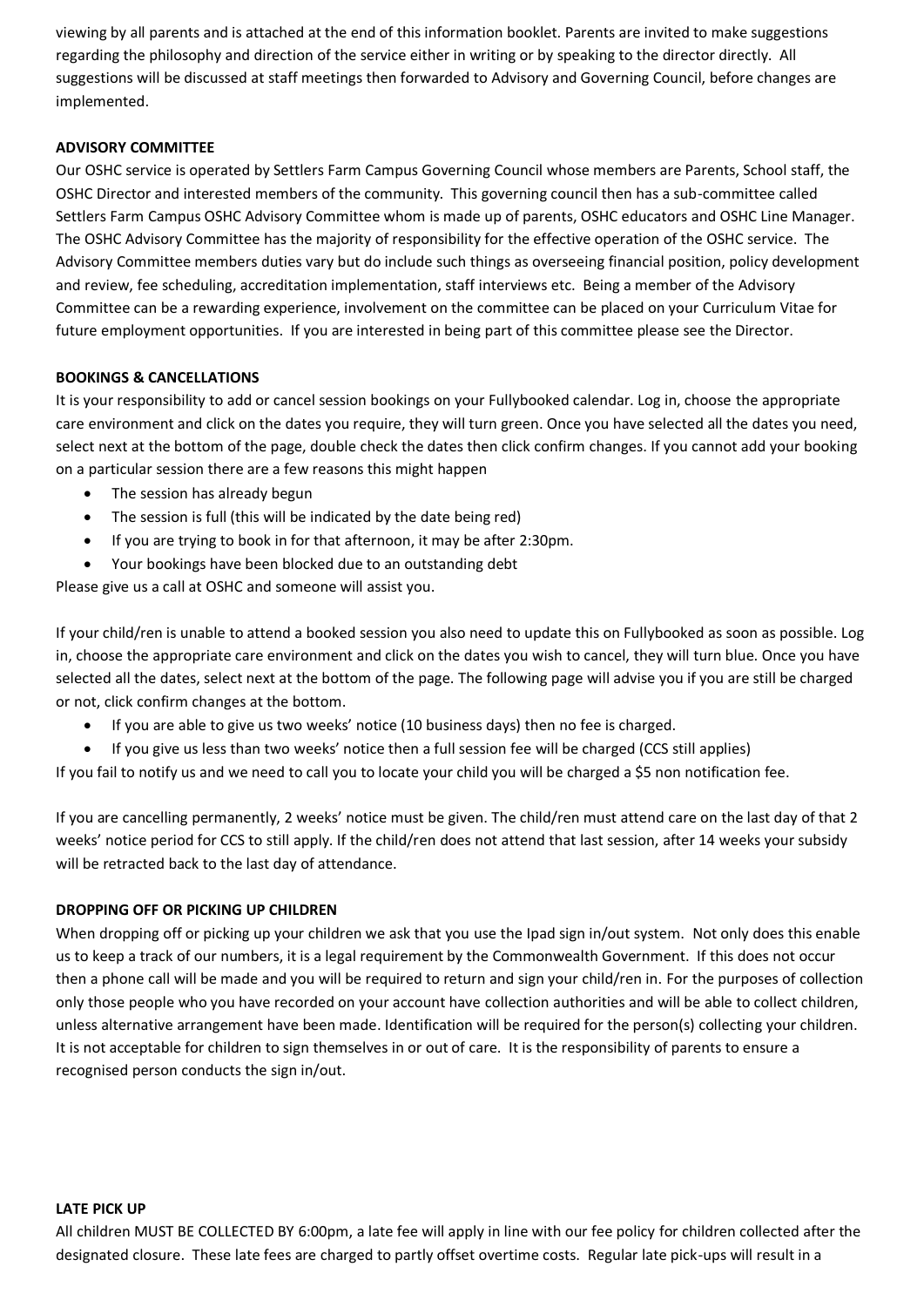viewing by all parents and is attached at the end of this information booklet. Parents are invited to make suggestions regarding the philosophy and direction of the service either in writing or by speaking to the director directly. All suggestions will be discussed at staff meetings then forwarded to Advisory and Governing Council, before changes are implemented.

**ADVISORY COMMITTEE**

Our OSHC service is operated by Settlers Farm Campus Governing Council whose members are Parents, School staff, the OSHC Director and interested members of the community. This governing council then has a sub-committee called Settlers Farm Campus OSHC Advisory Committee whom is made up of parents, OSHC educators and OSHC Line Manager. The OSHC Advisory Committee has the majority of responsibility for the effective operation of the OSHC service. The Advisory Committee members duties vary but do include such things as overseeing financial position, policy development and review, fee scheduling, accreditation implementation, staff interviews etc. Being a member of the Advisory Committee can be a rewarding experience, involvement on the committee can be placed on your Curriculum Vitae for future employment opportunities. If you are interested in being part of this committee please see the Director.

**BOOKINGS & CANCELLATIONS**

It is your responsibility to add or cancel session bookings on your Fullybooked calendar. Log in, choose the appropriate care environment and click on the dates you require, they will turn green. Once you have selected all the dates you need, select next at the bottom of the page, double check the dates then click confirm changes. If you cannot add your booking on a particular session there are a few reasons this might happen

- The session has already begun
- The session is full (this will be indicated by the date being red)
- If you are trying to book in for that afternoon, it may be after 2:30pm.
- Your bookings have been blocked due to an outstanding debt

Please give us a call at OSHC and someone will assist you.

If your child/ren is unable to attend a booked session you also need to update this on Fullybooked as soon as possible. Log in, choose the appropriate care environment and click on the dates you wish to cancel, they will turn blue. Once you have selected all the dates, select next at the bottom of the page. The following page will advise you if you are still be charged or not, click confirm changes at the bottom.

- If you are able to give us two weeks' notice (10 business days) then no fee is charged.
- If you give us less than two weeks' notice then a full session fee will be charged (CCS still applies)

If you fail to notify us and we need to call you to locate your child you will be charged a $5 non notification fee.

If you are cancelling permanently, 2 weeks' notice must be given. The child/ren must attend care on the last day of that 2 weeks' notice period for CCS to still apply. If the child/ren does not attend that last session, after 14 weeks your subsidy will be retracted back to the last day of attendance.

**DROPPING OFF OR PICKING UP CHILDREN**

When dropping off or picking up your children we ask that you use the Ipad sign in/out system. Not only does this enable us to keep a track of our numbers, it is a legal requirement by the Commonwealth Government. If this does not occur then a phone call will be made and you will be required to return and sign your child/ren in. For the purposes of collection only those people who you have recorded on your account have collection authorities and will be able to collect children, unless alternative arrangement have been made. Identification will be required for the person(s) collecting your children. It is not acceptable for children to sign themselves in or out of care. It is the responsibility of parents to ensure a recognised person conducts the sign in/out.

**LATE PICK UP**

All children MUST BE COLLECTED BY 6:00pm, a late fee will apply in line with our fee policy for children collected after the designated closure. These late fees are charged to partly offset overtime costs. Regular late pick-ups will result in a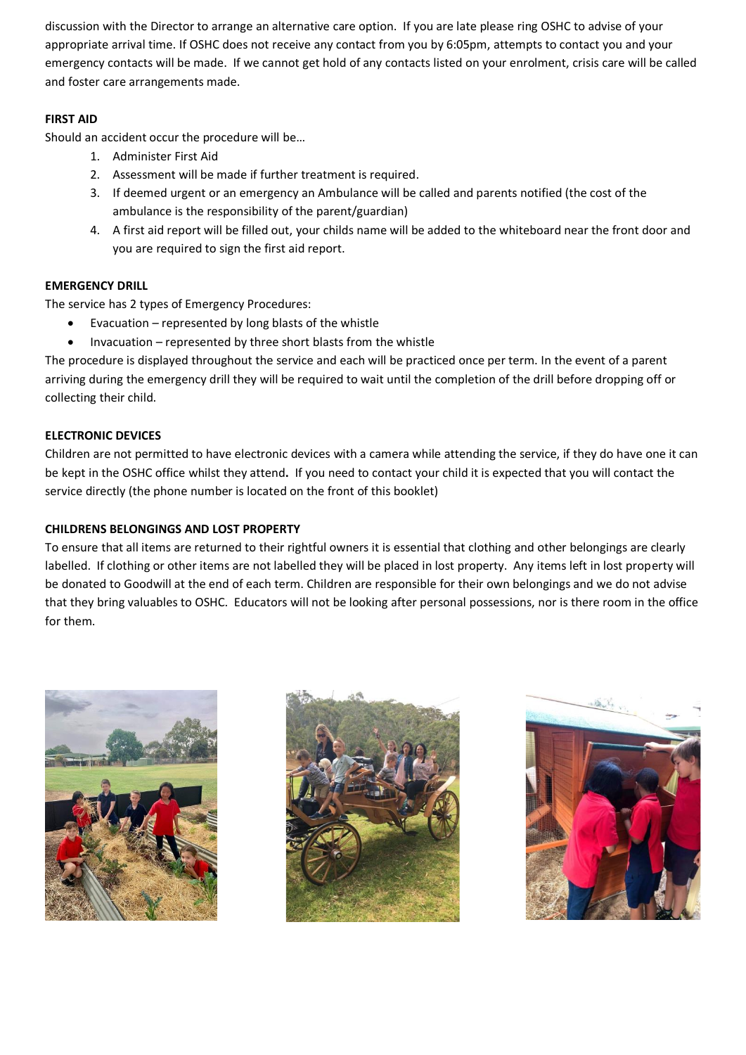discussion with the Director to arrange an alternative care option. If you are late please ring OSHC to advise of your appropriate arrival time. If OSHC does not receive any contact from you by 6:05pm, attempts to contact you and your emergency contacts will be made. If we cannot get hold of any contacts listed on your enrolment, crisis care will be called and foster care arrangements made.

**FIRST AID**

Should an accident occur the procedure will be…

1. Administer First Aid
2. Assessment will be made if further treatment is required.
3. If deemed urgent or an emergency an Ambulance will be called and parents notified (the cost of the ambulance is the responsibility of the parent/guardian)
4. A first aid report will be filled out, your childs name will be added to the whiteboard near the front door and you are required to sign the first aid report.

**EMERGENCY DRILL**

The service has 2 types of Emergency Procedures:

- Evacuation – represented by long blasts of the whistle
- Invacuation – represented by three short blasts from the whistle

The procedure is displayed throughout the service and each will be practiced once per term. In the event of a parent arriving during the emergency drill they will be required to wait until the completion of the drill before dropping off or collecting their child.

**ELECTRONIC DEVICES**

Children are not permitted to have electronic devices with a camera while attending the service, if they do have one it can be kept in the OSHC office whilst they attend**.** If you need to contact your child it is expected that you will contact the service directly (the phone number is located on the front of this booklet)

**CHILDRENS BELONGINGS AND LOST PROPERTY**

To ensure that all items are returned to their rightful owners it is essential that clothing and other belongings are clearly labelled. If clothing or other items are not labelled they will be placed in lost property. Any items left in lost property will be donated to Goodwill at the end of each term. Children are responsible for their own belongings and we do not advise that they bring valuables to OSHC. Educators will not be looking after personal possessions, nor is there room in the office for them.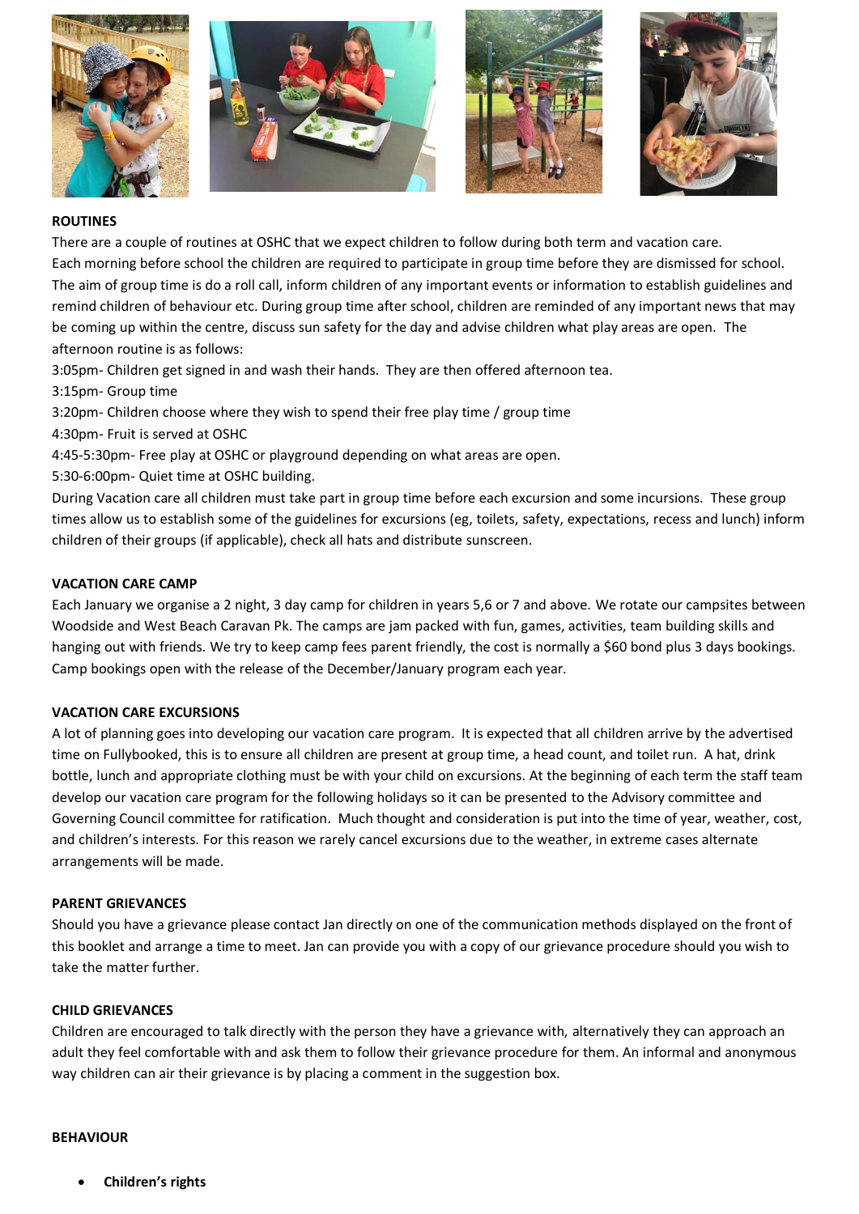**ROUTINES**

There are a couple of routines at OSHC that we expect children to follow during both term and vacation care.
Each morning before school the children are required to participate in group time before they are dismissed for school. The aim of group time is do a roll call, inform children of any important events or information to establish guidelines and remind children of behaviour etc. During group time after school, children are reminded of any important news that may be coming up within the centre, discuss sun safety for the day and advise children what play areas are open. The afternoon routine is as follows:

3:05pm- Children get signed in and wash their hands. They are then offered afternoon tea.
3:15pm- Group time
3:20pm- Children choose where they wish to spend their free play time / group time
4:30pm- Fruit is served at OSHC
4:45-5:30pm- Free play at OSHC or playground depending on what areas are open.
5:30-6:00pm- Quiet time at OSHC building.

During Vacation care all children must take part in group time before each excursion and some incursions. These group times allow us to establish some of the guidelines for excursions (eg, toilets, safety, expectations, recess and lunch) inform children of their groups (if applicable), check all hats and distribute sunscreen.

**VACATION CARE CAMP**

Each January we organise a 2 night, 3 day camp for children in years 5,6 or 7 and above. We rotate our campsites between Woodside and West Beach Caravan Pk. The camps are jam packed with fun, games, activities, team building skills and hanging out with friends. We try to keep camp fees parent friendly, the cost is normally a $60 bond plus 3 days bookings. Camp bookings open with the release of the December/January program each year.

**VACATION CARE EXCURSIONS**

A lot of planning goes into developing our vacation care program. It is expected that all children arrive by the advertised time on Fullybooked, this is to ensure all children are present at group time, a head count, and toilet run. A hat, drink bottle, lunch and appropriate clothing must be with your child on excursions. At the beginning of each term the staff team develop our vacation care program for the following holidays so it can be presented to the Advisory committee and Governing Council committee for ratification. Much thought and consideration is put into the time of year, weather, cost, and children's interests. For this reason we rarely cancel excursions due to the weather, in extreme cases alternate arrangements will be made.

**PARENT GRIEVANCES**

Should you have a grievance please contact Jan directly on one of the communication methods displayed on the front of this booklet and arrange a time to meet. Jan can provide you with a copy of our grievance procedure should you wish to take the matter further.

**CHILD GRIEVANCES**

Children are encouraged to talk directly with the person they have a grievance with, alternatively they can approach an adult they feel comfortable with and ask them to follow their grievance procedure for them. An informal and anonymous way children can air their grievance is by placing a comment in the suggestion box.

**BEHAVIOUR**

- **Children's rights**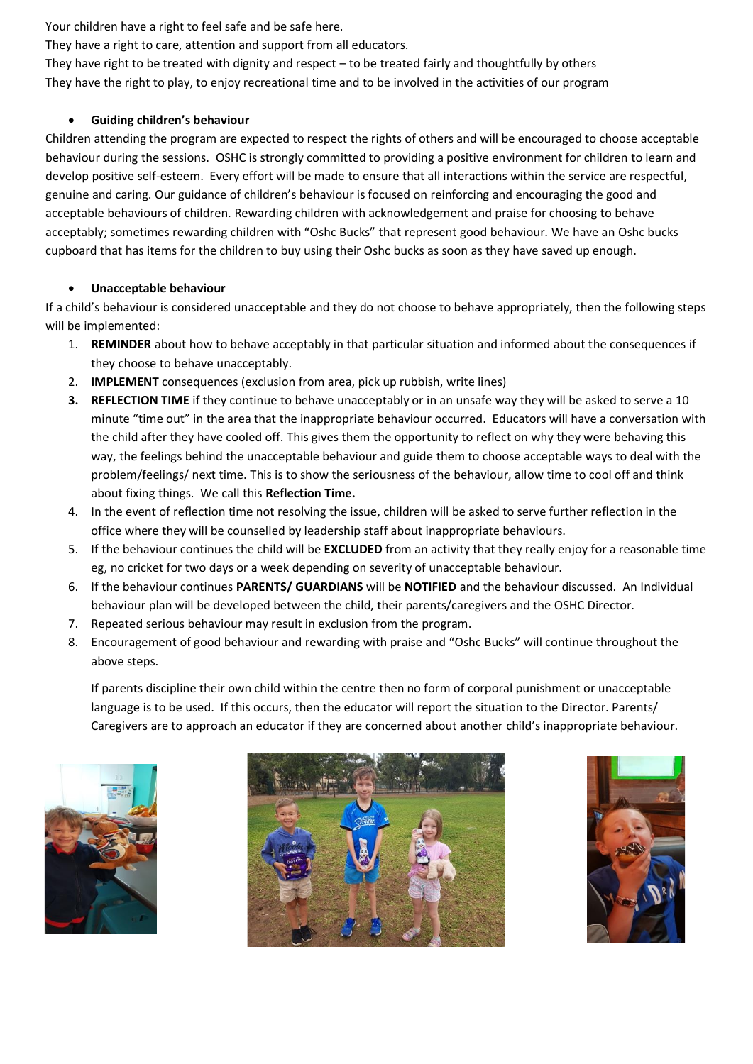Your children have a right to feel safe and be safe here.
They have a right to care, attention and support from all educators.
They have right to be treated with dignity and respect – to be treated fairly and thoughtfully by others
They have the right to play, to enjoy recreational time and to be involved in the activities of our program

- **Guiding children's behaviour**

Children attending the program are expected to respect the rights of others and will be encouraged to choose acceptable behaviour during the sessions. OSHC is strongly committed to providing a positive environment for children to learn and develop positive self-esteem. Every effort will be made to ensure that all interactions within the service are respectful, genuine and caring. Our guidance of children's behaviour is focused on reinforcing and encouraging the good and acceptable behaviours of children. Rewarding children with acknowledgement and praise for choosing to behave acceptably; sometimes rewarding children with "Oshc Bucks" that represent good behaviour. We have an Oshc bucks cupboard that has items for the children to buy using their Oshc bucks as soon as they have saved up enough.

- **Unacceptable behaviour**

If a child's behaviour is considered unacceptable and they do not choose to behave appropriately, then the following steps will be implemented:

1. **REMINDER** about how to behave acceptably in that particular situation and informed about the consequences if they choose to behave unacceptably.
2. **IMPLEMENT** consequences (exclusion from area, pick up rubbish, write lines)
3. **REFLECTION TIME** if they continue to behave unacceptably or in an unsafe way they will be asked to serve a 10 minute "time out" in the area that the inappropriate behaviour occurred. Educators will have a conversation with the child after they have cooled off. This gives them the opportunity to reflect on why they were behaving this way, the feelings behind the unacceptable behaviour and guide them to choose acceptable ways to deal with the problem/feelings/ next time. This is to show the seriousness of the behaviour, allow time to cool off and think about fixing things. We call this **Reflection Time.**
4. In the event of reflection time not resolving the issue, children will be asked to serve further reflection in the office where they will be counselled by leadership staff about inappropriate behaviours.
5. If the behaviour continues the child will be **EXCLUDED** from an activity that they really enjoy for a reasonable time eg, no cricket for two days or a week depending on severity of unacceptable behaviour.
6. If the behaviour continues **PARENTS/ GUARDIANS** will be **NOTIFIED** and the behaviour discussed. An Individual behaviour plan will be developed between the child, their parents/caregivers and the OSHC Director.
7. Repeated serious behaviour may result in exclusion from the program.
8. Encouragement of good behaviour and rewarding with praise and "Oshc Bucks" will continue throughout the above steps.

   If parents discipline their own child within the centre then no form of corporal punishment or unacceptable language is to be used. If this occurs, then the educator will report the situation to the Director. Parents/ Caregivers are to approach an educator if they are concerned about another child's inappropriate behaviour.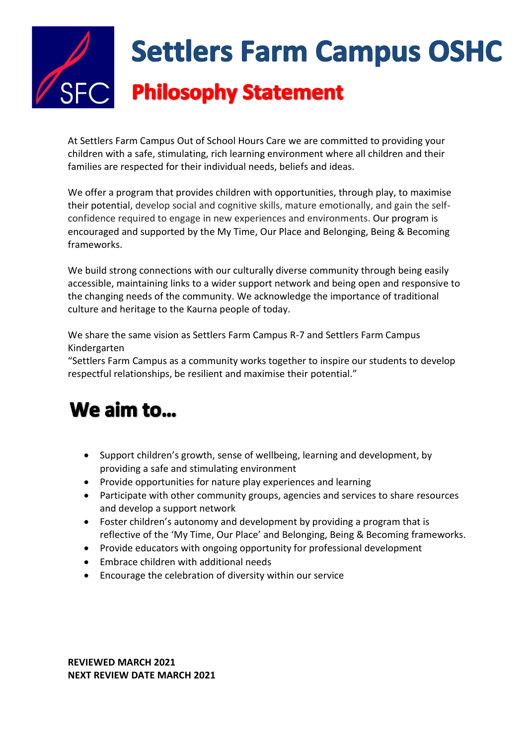SFC

# Settlers Farm Campus OSHC

## Philosophy Statement

At Settlers Farm Campus Out of School Hours Care we are committed to providing your children with a safe, stimulating, rich learning environment where all children and their families are respected for their individual needs, beliefs and ideas.

We offer a program that provides children with opportunities, through play, to maximise their potential, develop social and cognitive skills, mature emotionally, and gain the self-confidence required to engage in new experiences and environments. Our program is encouraged and supported by the My Time, Our Place and Belonging, Being & Becoming frameworks.

We build strong connections with our culturally diverse community through being easily accessible, maintaining links to a wider support network and being open and responsive to the changing needs of the community. We acknowledge the importance of traditional culture and heritage to the Kaurna people of today.

We share the same vision as Settlers Farm Campus R-7 and Settlers Farm Campus Kindergarten
"Settlers Farm Campus as a community works together to inspire our students to develop respectful relationships, be resilient and maximise their potential."

## We aim to...

- Support children's growth, sense of wellbeing, learning and development, by providing a safe and stimulating environment
- Provide opportunities for nature play experiences and learning
- Participate with other community groups, agencies and services to share resources and develop a support network
- Foster children's autonomy and development by providing a program that is reflective of the 'My Time, Our Place' and Belonging, Being & Becoming frameworks.
- Provide educators with ongoing opportunity for professional development
- Embrace children with additional needs
- Encourage the celebration of diversity within our service

**REVIEWED MARCH 2021**
**NEXT REVIEW DATE MARCH 2021**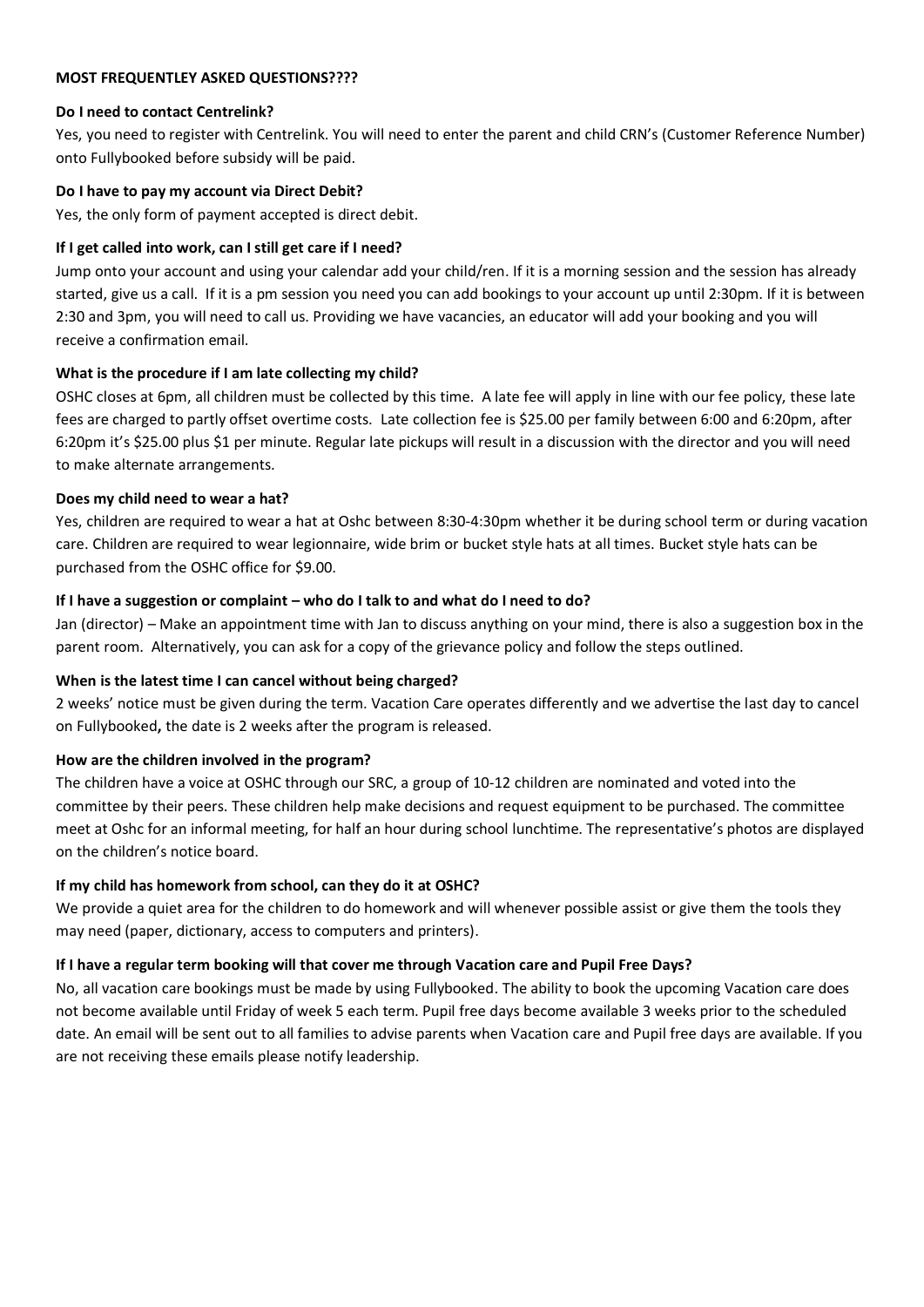**MOST FREQUENTLEY ASKED QUESTIONS????**

**Do I need to contact Centrelink?**

Yes, you need to register with Centrelink. You will need to enter the parent and child CRN's (Customer Reference Number) onto Fullybooked before subsidy will be paid.

**Do I have to pay my account via Direct Debit?**

Yes, the only form of payment accepted is direct debit.

**If I get called into work, can I still get care if I need?**

Jump onto your account and using your calendar add your child/ren. If it is a morning session and the session has already started, give us a call. If it is a pm session you need you can add bookings to your account up until 2:30pm. If it is between 2:30 and 3pm, you will need to call us. Providing we have vacancies, an educator will add your booking and you will receive a confirmation email.

**What is the procedure if I am late collecting my child?**

OSHC closes at 6pm, all children must be collected by this time. A late fee will apply in line with our fee policy, these late fees are charged to partly offset overtime costs. Late collection fee is $25.00 per family between 6:00 and 6:20pm, after 6:20pm it's $25.00 plus $1 per minute. Regular late pickups will result in a discussion with the director and you will need to make alternate arrangements.

**Does my child need to wear a hat?**

Yes, children are required to wear a hat at Oshc between 8:30-4:30pm whether it be during school term or during vacation care. Children are required to wear legionnaire, wide brim or bucket style hats at all times. Bucket style hats can be purchased from the OSHC office for $9.00.

**If I have a suggestion or complaint – who do I talk to and what do I need to do?**

Jan (director) – Make an appointment time with Jan to discuss anything on your mind, there is also a suggestion box in the parent room. Alternatively, you can ask for a copy of the grievance policy and follow the steps outlined.

**When is the latest time I can cancel without being charged?**

2 weeks' notice must be given during the term. Vacation Care operates differently and we advertise the last day to cancel on Fullybooked**,** the date is 2 weeks after the program is released.

**How are the children involved in the program?**

The children have a voice at OSHC through our SRC, a group of 10-12 children are nominated and voted into the committee by their peers. These children help make decisions and request equipment to be purchased. The committee meet at Oshc for an informal meeting, for half an hour during school lunchtime. The representative's photos are displayed on the children's notice board.

**If my child has homework from school, can they do it at OSHC?**

We provide a quiet area for the children to do homework and will whenever possible assist or give them the tools they may need (paper, dictionary, access to computers and printers).

**If I have a regular term booking will that cover me through Vacation care and Pupil Free Days?**

No, all vacation care bookings must be made by using Fullybooked. The ability to book the upcoming Vacation care does not become available until Friday of week 5 each term. Pupil free days become available 3 weeks prior to the scheduled date. An email will be sent out to all families to advise parents when Vacation care and Pupil free days are available. If you are not receiving these emails please notify leadership.